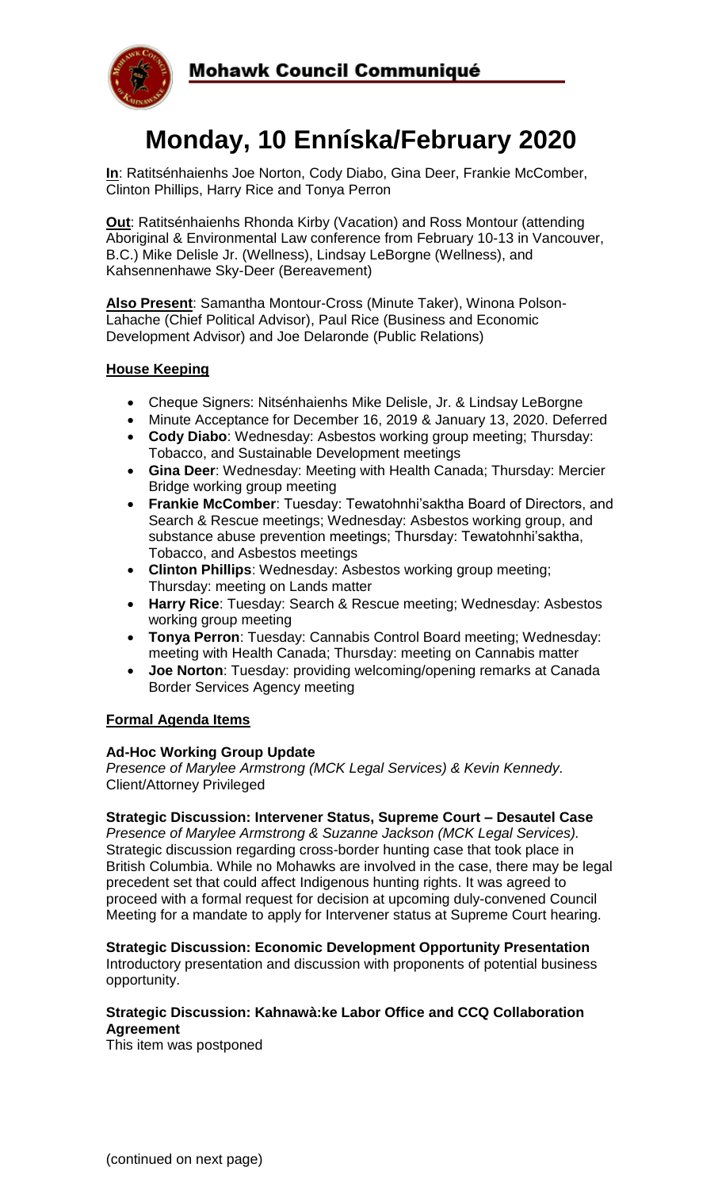Mohawk Council Communiqué

# Monday, 10 Enníska/February 2020

**In**: Ratitsénhaienhs Joe Norton, Cody Diabo, Gina Deer, Frankie McComber, Clinton Phillips, Harry Rice and Tonya Perron

**Out**: Ratitsénhaienhs Rhonda Kirby (Vacation) and Ross Montour (attending Aboriginal & Environmental Law conference from February 10-13 in Vancouver, B.C.) Mike Delisle Jr. (Wellness), Lindsay LeBorgne (Wellness), and Kahsennenhawe Sky-Deer (Bereavement)

**Also Present**: Samantha Montour-Cross (Minute Taker), Winona Polson-Lahache (Chief Political Advisor), Paul Rice (Business and Economic Development Advisor) and Joe Delaronde (Public Relations)

## House Keeping

- Cheque Signers: Nitsénhaienhs Mike Delisle, Jr. & Lindsay LeBorgne
- Minute Acceptance for December 16, 2019 & January 13, 2020. Deferred
- **Cody Diabo**: Wednesday: Asbestos working group meeting; Thursday: Tobacco, and Sustainable Development meetings
- **Gina Deer**: Wednesday: Meeting with Health Canada; Thursday: Mercier Bridge working group meeting
- **Frankie McComber**: Tuesday: Tewatohnhi'saktha Board of Directors, and Search & Rescue meetings; Wednesday: Asbestos working group, and substance abuse prevention meetings; Thursday: Tewatohnhi'saktha, Tobacco, and Asbestos meetings
- **Clinton Phillips**: Wednesday: Asbestos working group meeting; Thursday: meeting on Lands matter
- **Harry Rice**: Tuesday: Search & Rescue meeting; Wednesday: Asbestos working group meeting
- **Tonya Perron**: Tuesday: Cannabis Control Board meeting; Wednesday: meeting with Health Canada; Thursday: meeting on Cannabis matter
- **Joe Norton**: Tuesday: providing welcoming/opening remarks at Canada Border Services Agency meeting

## Formal Agenda Items

### Ad-Hoc Working Group Update

*Presence of Marylee Armstrong (MCK Legal Services) & Kevin Kennedy*. Client/Attorney Privileged

### Strategic Discussion: Intervener Status, Supreme Court – Desautel Case

*Presence of Marylee Armstrong & Suzanne Jackson (MCK Legal Services).* Strategic discussion regarding cross-border hunting case that took place in British Columbia. While no Mohawks are involved in the case, there may be legal precedent set that could affect Indigenous hunting rights. It was agreed to proceed with a formal request for decision at upcoming duly-convened Council Meeting for a mandate to apply for Intervener status at Supreme Court hearing.

### Strategic Discussion: Economic Development Opportunity Presentation

Introductory presentation and discussion with proponents of potential business opportunity.

### Strategic Discussion: Kahnawà:ke Labor Office and CCQ Collaboration Agreement

This item was postponed

(continued on next page)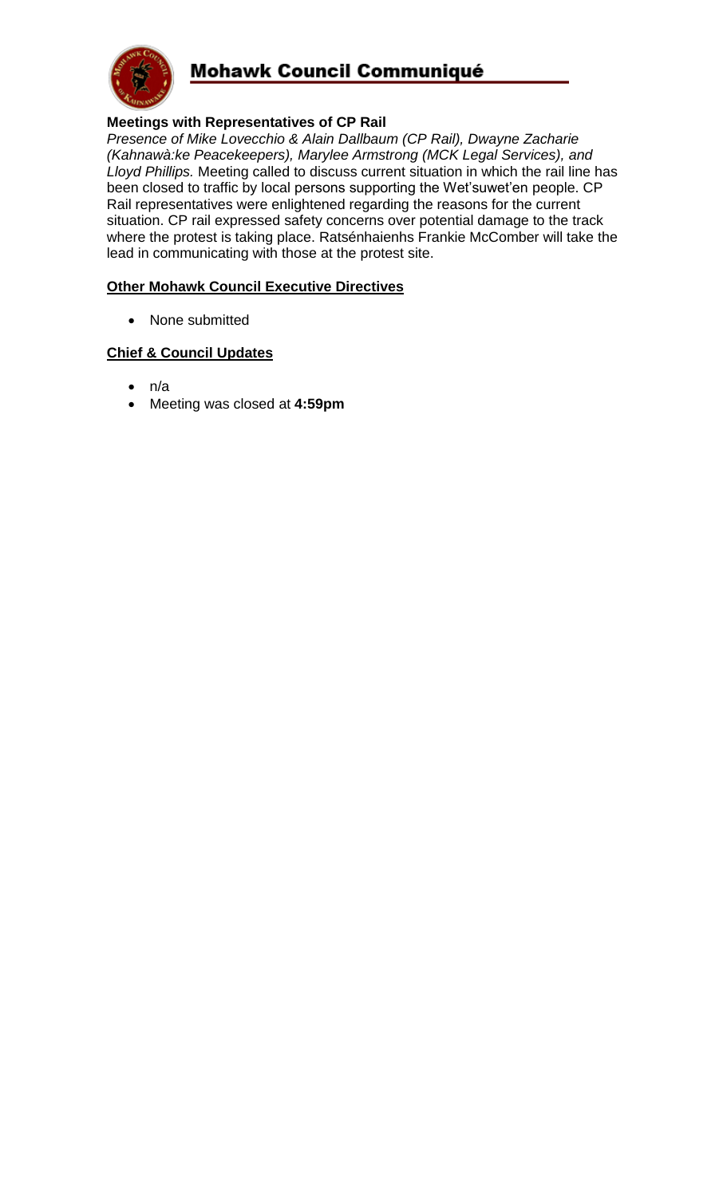# Mohawk Council Communiqué

**Meetings with Representatives of CP Rail**

*Presence of Mike Lovecchio & Alain Dallbaum (CP Rail), Dwayne Zacharie (Kahnawà:ke Peacekeepers), Marylee Armstrong (MCK Legal Services), and Lloyd Phillips.* Meeting called to discuss current situation in which the rail line has been closed to traffic by local persons supporting the Wet'suwet'en people. CP Rail representatives were enlightened regarding the reasons for the current situation. CP rail expressed safety concerns over potential damage to the track where the protest is taking place. Ratsénhaienhs Frankie McComber will take the lead in communicating with those at the protest site.

**Other Mohawk Council Executive Directives**

- None submitted

**Chief & Council Updates**

- n/a
- Meeting was closed at **4:59pm**